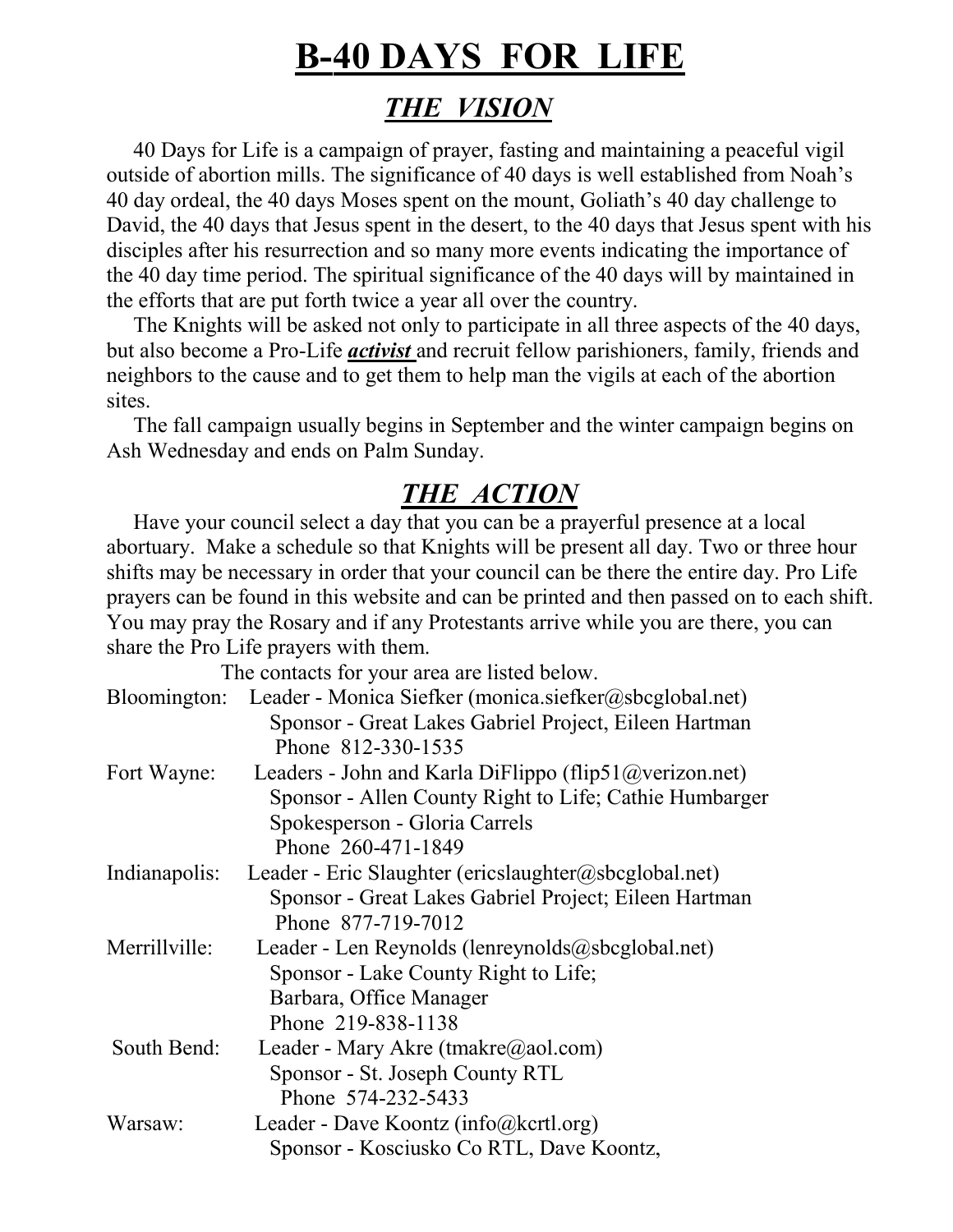# B-40 DAYS FOR LIFE

## *THE VISION*

40 Days for Life is a campaign of prayer, fasting and maintaining a peaceful vigil outside of abortion mills. The significance of 40 days is well established from Noah's 40 day ordeal, the 40 days Moses spent on the mount, Goliath's 40 day challenge to David, the 40 days that Jesus spent in the desert, to the 40 days that Jesus spent with his disciples after his resurrection and so many more events indicating the importance of the 40 day time period. The spiritual significance of the 40 days will by maintained in the efforts that are put forth twice a year all over the country.

The Knights will be asked not only to participate in all three aspects of the 40 days, but also become a Pro-Life ***activist*** and recruit fellow parishioners, family, friends and neighbors to the cause and to get them to help man the vigils at each of the abortion sites.

The fall campaign usually begins in September and the winter campaign begins on Ash Wednesday and ends on Palm Sunday.

## *THE ACTION*

Have your council select a day that you can be a prayerful presence at a local abortuary. Make a schedule so that Knights will be present all day. Two or three hour shifts may be necessary in order that your council can be there the entire day. Pro Life prayers can be found in this website and can be printed and then passed on to each shift. You may pray the Rosary and if any Protestants arrive while you are there, you can share the Pro Life prayers with them.

The contacts for your area are listed below.

Bloomington: Leader - Monica Siefker (monica.siefker@sbcglobal.net)
Sponsor - Great Lakes Gabriel Project, Eileen Hartman
Phone 812-330-1535

Fort Wayne: Leaders - John and Karla DiFlippo (flip51@verizon.net)
Sponsor - Allen County Right to Life; Cathie Humbarger
Spokesperson - Gloria Carrels
Phone 260-471-1849

Indianapolis: Leader - Eric Slaughter (ericslaughter@sbcglobal.net)
Sponsor - Great Lakes Gabriel Project; Eileen Hartman
Phone 877-719-7012

Merrillville: Leader - Len Reynolds (lenreynolds@sbcglobal.net)
Sponsor - Lake County Right to Life;
Barbara, Office Manager
Phone 219-838-1138

South Bend: Leader - Mary Akre (tmakre@aol.com)
Sponsor - St. Joseph County RTL
Phone 574-232-5433

Warsaw: Leader - Dave Koontz (info@kcrtl.org)
Sponsor - Kosciusko Co RTL, Dave Koontz,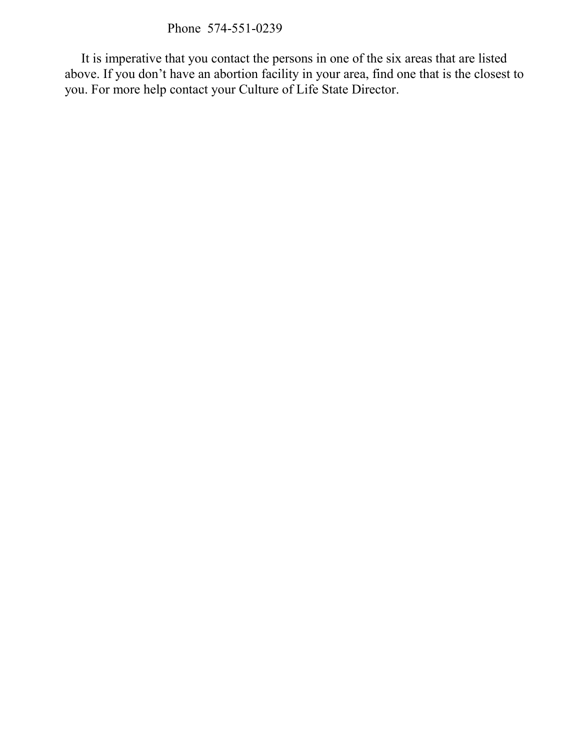Phone 574-551-0239

It is imperative that you contact the persons in one of the six areas that are listed above. If you don't have an abortion facility in your area, find one that is the closest to you. For more help contact your Culture of Life State Director.